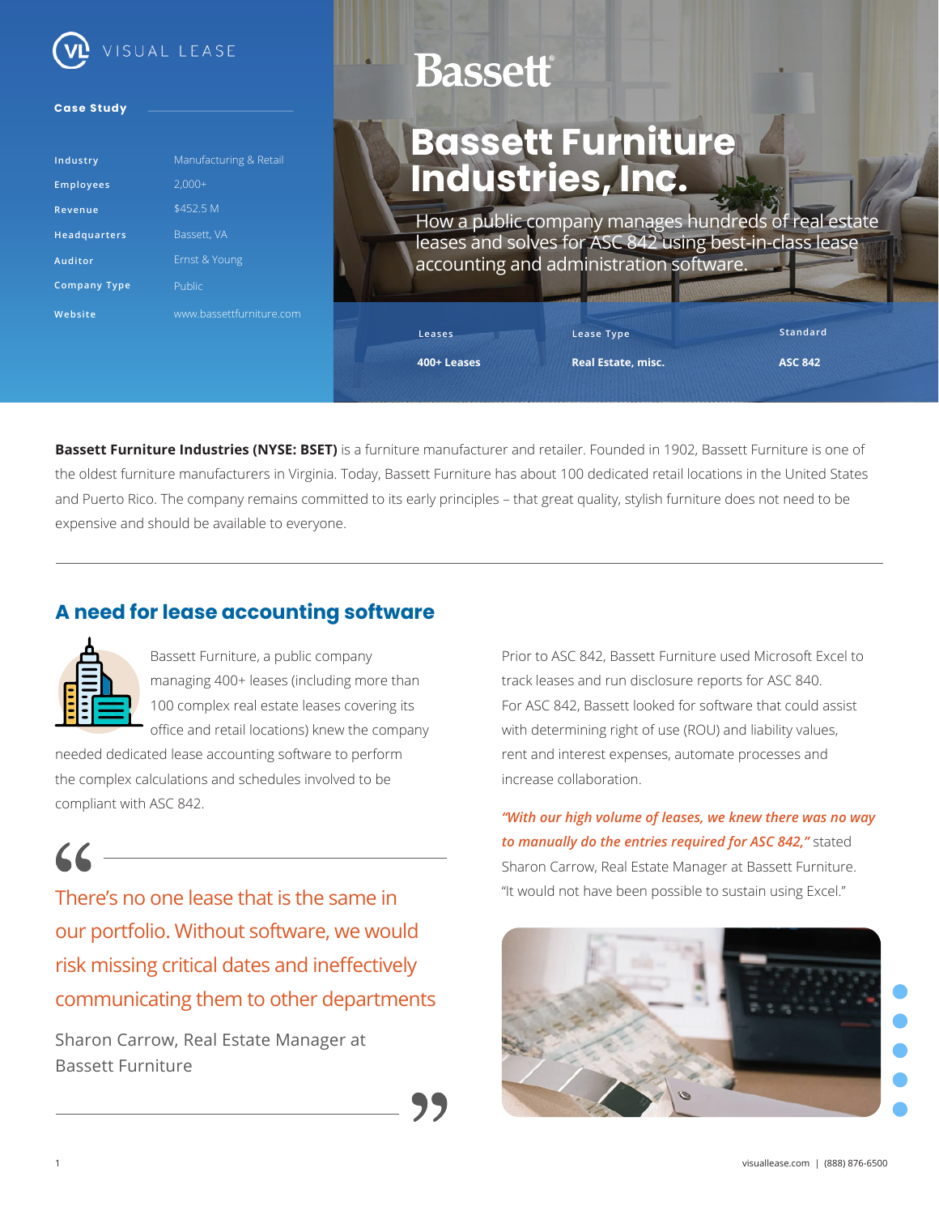VISUAL LEASE

**Case Study**

| | |
|---|---|
| Industry | Manufacturing & Retail |
| Employees | 2,000+ |
| Revenue | $452.5 M |
| Headquarters | Bassett, VA |
| Auditor | Ernst & Young |
| Company Type | Public |
| Website | www.bassettfurniture.com |

Bassett®

# Bassett Furniture Industries, Inc.

How a public company manages hundreds of real estate leases and solves for ASC 842 using best-in-class lease accounting and administration software.

| Leases | Lease Type | Standard |
|---|---|---|
| 400+ Leases | Real Estate, misc. | ASC 842 |

**Bassett Furniture Industries (NYSE: BSET)** is a furniture manufacturer and retailer. Founded in 1902, Bassett Furniture is one of the oldest furniture manufacturers in Virginia. Today, Bassett Furniture has about 100 dedicated retail locations in the United States and Puerto Rico. The company remains committed to its early principles – that great quality, stylish furniture does not need to be expensive and should be available to everyone.

## A need for lease accounting software

Bassett Furniture, a public company managing 400+ leases (including more than 100 complex real estate leases covering its office and retail locations) knew the company needed dedicated lease accounting software to perform the complex calculations and schedules involved to be compliant with ASC 842.

> There's no one lease that is the same in our portfolio. Without software, we would risk missing critical dates and ineffectively communicating them to other departments
>
> Sharon Carrow, Real Estate Manager at Bassett Furniture

Prior to ASC 842, Bassett Furniture used Microsoft Excel to track leases and run disclosure reports for ASC 840. For ASC 842, Bassett looked for software that could assist with determining right of use (ROU) and liability values, rent and interest expenses, automate processes and increase collaboration.

***"With our high volume of leases, we knew there was no way to manually do the entries required for ASC 842,"*** stated Sharon Carrow, Real Estate Manager at Bassett Furniture. "It would not have been possible to sustain using Excel."

visuallease.com | (888) 876-6500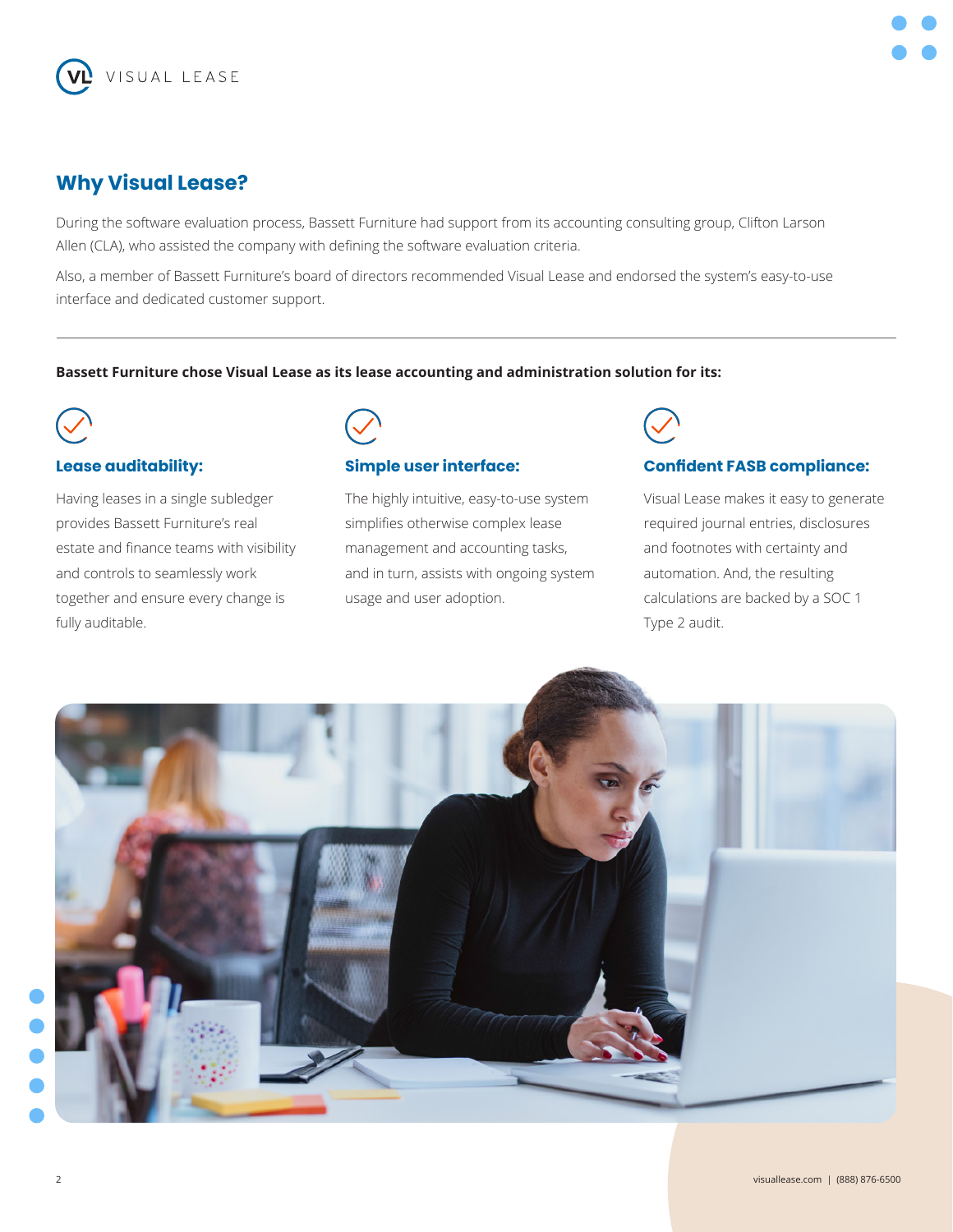## Why Visual Lease?

During the software evaluation process, Bassett Furniture had support from its accounting consulting group, Clifton Larson Allen (CLA), who assisted the company with defining the software evaluation criteria.

Also, a member of Bassett Furniture's board of directors recommended Visual Lease and endorsed the system's easy-to-use interface and dedicated customer support.

---

**Bassett Furniture chose Visual Lease as its lease accounting and administration solution for its:**

### Lease auditability:

Having leases in a single subledger provides Bassett Furniture's real estate and finance teams with visibility and controls to seamlessly work together and ensure every change is fully auditable.

### Simple user interface:

The highly intuitive, easy-to-use system simplifies otherwise complex lease management and accounting tasks, and in turn, assists with ongoing system usage and user adoption.

### Confident FASB compliance:

Visual Lease makes it easy to generate required journal entries, disclosures and footnotes with certainty and automation. And, the resulting calculations are backed by a SOC 1 Type 2 audit.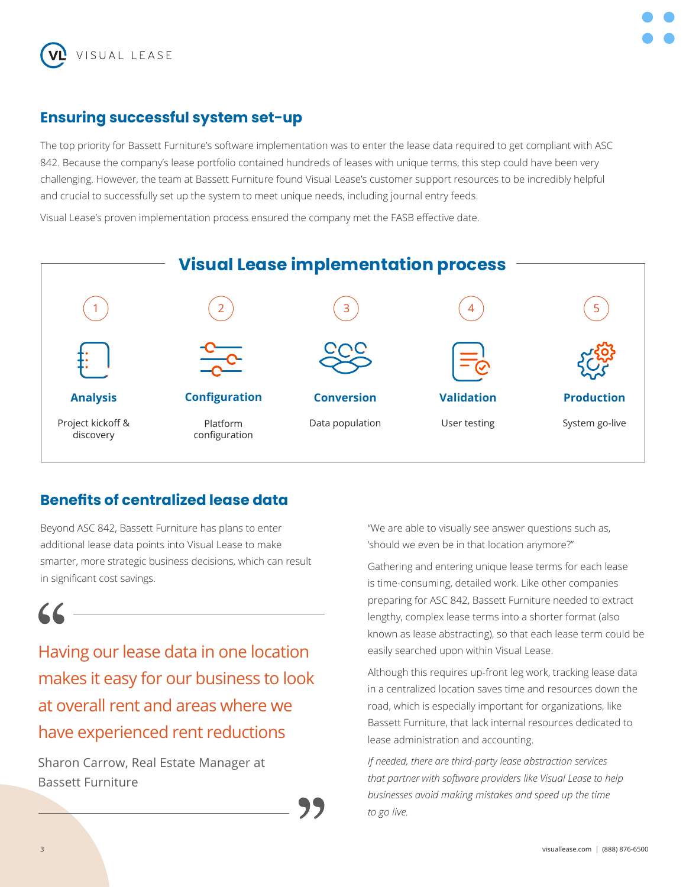## Ensuring successful system set-up

The top priority for Bassett Furniture's software implementation was to enter the lease data required to get compliant with ASC 842. Because the company's lease portfolio contained hundreds of leases with unique terms, this step could have been very challenging. However, the team at Bassett Furniture found Visual Lease's customer support resources to be incredibly helpful and crucial to successfully set up the system to meet unique needs, including journal entry feeds.

Visual Lease's proven implementation process ensured the company met the FASB effective date.

### Visual Lease implementation process

1. **Analysis** – Project kickoff & discovery
2. **Configuration** – Platform configuration
3. **Conversion** – Data population
4. **Validation** – User testing
5. **Production** – System go-live

## Benefits of centralized lease data

Beyond ASC 842, Bassett Furniture has plans to enter additional lease data points into Visual Lease to make smarter, more strategic business decisions, which can result in significant cost savings.

> Having our lease data in one location makes it easy for our business to look at overall rent and areas where we have experienced rent reductions
>
> Sharon Carrow, Real Estate Manager at Bassett Furniture

"We are able to visually see answer questions such as, 'should we even be in that location anymore?"

Gathering and entering unique lease terms for each lease is time-consuming, detailed work. Like other companies preparing for ASC 842, Bassett Furniture needed to extract lengthy, complex lease terms into a shorter format (also known as lease abstracting), so that each lease term could be easily searched upon within Visual Lease.

Although this requires up-front leg work, tracking lease data in a centralized location saves time and resources down the road, which is especially important for organizations, like Bassett Furniture, that lack internal resources dedicated to lease administration and accounting.

*If needed, there are third-party lease abstraction services that partner with software providers like Visual Lease to help businesses avoid making mistakes and speed up the time to go live.*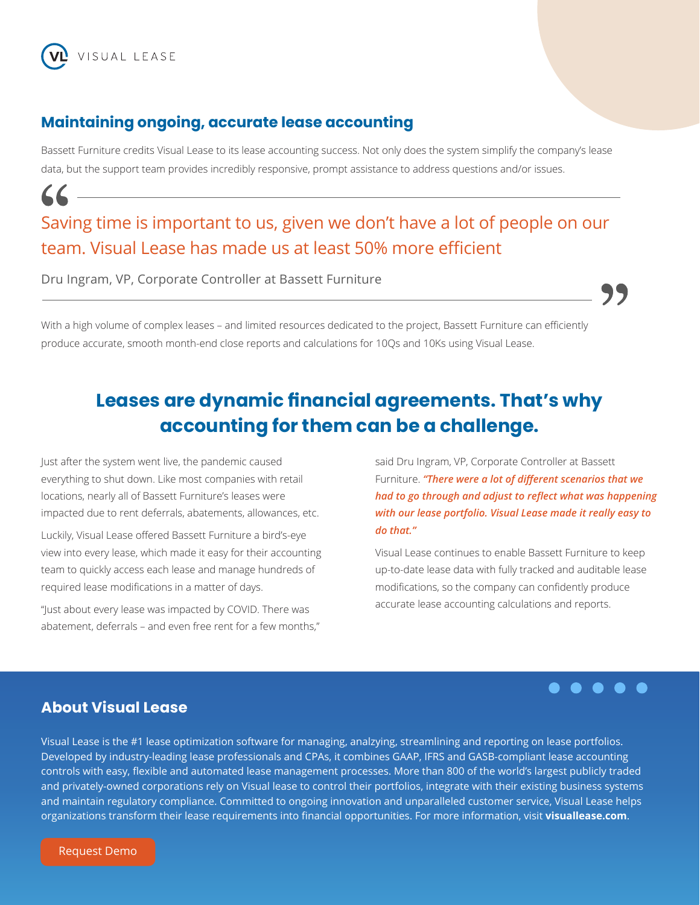VISUAL LEASE

## Maintaining ongoing, accurate lease accounting

Bassett Furniture credits Visual Lease to its lease accounting success. Not only does the system simplify the company's lease data, but the support team provides incredibly responsive, prompt assistance to address questions and/or issues.

> Saving time is important to us, given we don't have a lot of people on our team. Visual Lease has made us at least 50% more efficient
>
> Dru Ingram, VP, Corporate Controller at Bassett Furniture

With a high volume of complex leases – and limited resources dedicated to the project, Bassett Furniture can efficiently produce accurate, smooth month-end close reports and calculations for 10Qs and 10Ks using Visual Lease.

## Leases are dynamic financial agreements. That's why accounting for them can be a challenge.

Just after the system went live, the pandemic caused everything to shut down. Like most companies with retail locations, nearly all of Bassett Furniture's leases were impacted due to rent deferrals, abatements, allowances, etc.

Luckily, Visual Lease offered Bassett Furniture a bird's-eye view into every lease, which made it easy for their accounting team to quickly access each lease and manage hundreds of required lease modifications in a matter of days.

"Just about every lease was impacted by COVID. There was abatement, deferrals – and even free rent for a few months," said Dru Ingram, VP, Corporate Controller at Bassett Furniture. ***"There were a lot of different scenarios that we had to go through and adjust to reflect what was happening with our lease portfolio. Visual Lease made it really easy to do that."***

Visual Lease continues to enable Bassett Furniture to keep up-to-date lease data with fully tracked and auditable lease modifications, so the company can confidently produce accurate lease accounting calculations and reports.

### About Visual Lease

Visual Lease is the #1 lease optimization software for managing, analzying, streamlining and reporting on lease portfolios. Developed by industry-leading lease professionals and CPAs, it combines GAAP, IFRS and GASB-compliant lease accounting controls with easy, flexible and automated lease management processes. More than 800 of the world's largest publicly traded and privately-owned corporations rely on Visual lease to control their portfolios, integrate with their existing business systems and maintain regulatory compliance. Committed to ongoing innovation and unparalleled customer service, Visual Lease helps organizations transform their lease requirements into financial opportunities. For more information, visit **visuallease.com**.

Request Demo